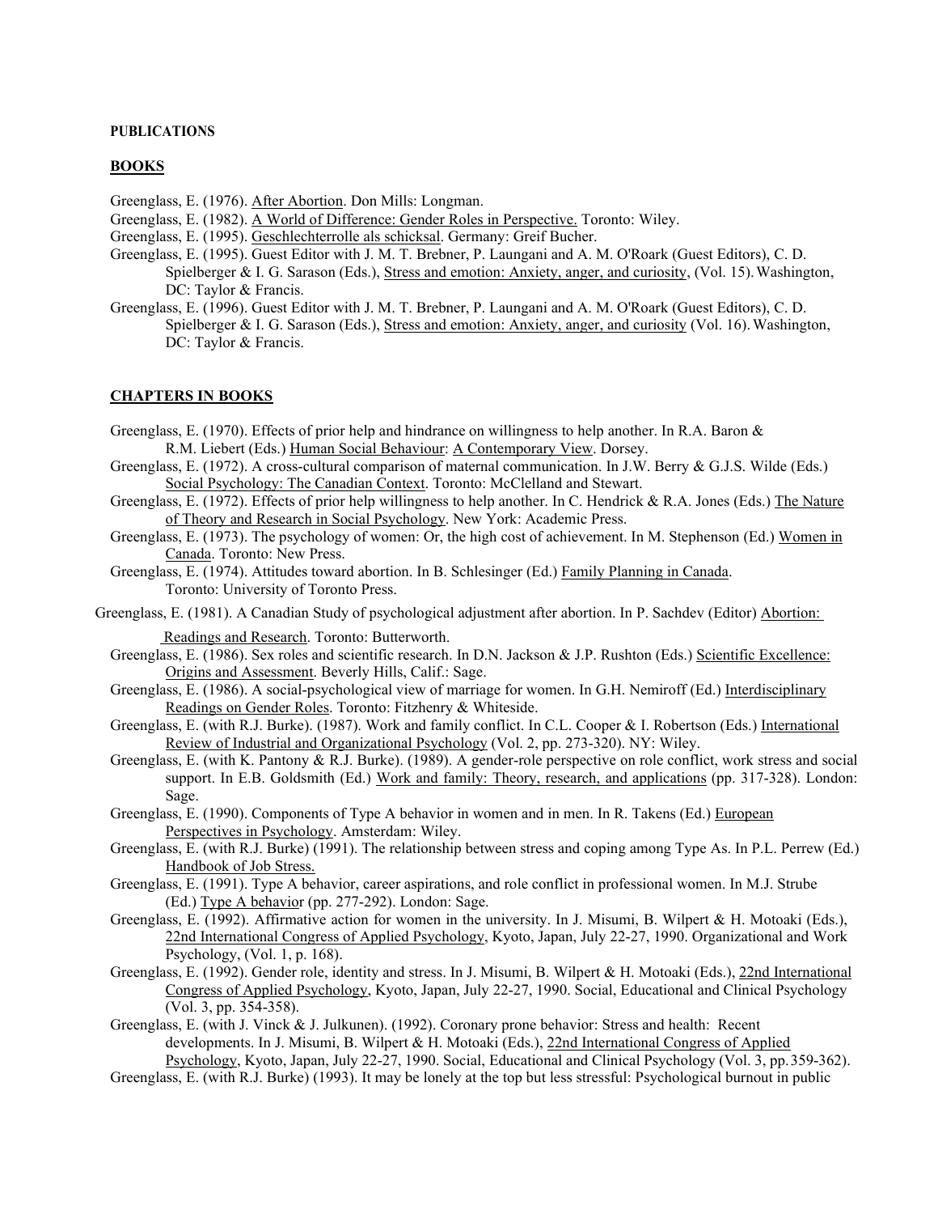**PUBLICATIONS**

## BOOKS

- Greenglass, E. (1976). After Abortion. Don Mills: Longman.
- Greenglass, E. (1982). A World of Difference: Gender Roles in Perspective. Toronto: Wiley.
- Greenglass, E. (1995). Geschlechterrolle als schicksal. Germany: Greif Bucher.
- Greenglass, E. (1995). Guest Editor with J. M. T. Brebner, P. Laungani and A. M. O'Roark (Guest Editors), C. D. Spielberger & I. G. Sarason (Eds.), Stress and emotion: Anxiety, anger, and curiosity, (Vol. 15). Washington, DC: Taylor & Francis.
- Greenglass, E. (1996). Guest Editor with J. M. T. Brebner, P. Laungani and A. M. O'Roark (Guest Editors), C. D. Spielberger & I. G. Sarason (Eds.), Stress and emotion: Anxiety, anger, and curiosity (Vol. 16). Washington, DC: Taylor & Francis.

## CHAPTERS IN BOOKS

- Greenglass, E. (1970). Effects of prior help and hindrance on willingness to help another. In R.A. Baron & R.M. Liebert (Eds.) Human Social Behaviour: A Contemporary View. Dorsey.
- Greenglass, E. (1972). A cross-cultural comparison of maternal communication. In J.W. Berry & G.J.S. Wilde (Eds.) Social Psychology: The Canadian Context. Toronto: McClelland and Stewart.
- Greenglass, E. (1972). Effects of prior help willingness to help another. In C. Hendrick & R.A. Jones (Eds.) The Nature of Theory and Research in Social Psychology. New York: Academic Press.
- Greenglass, E. (1973). The psychology of women: Or, the high cost of achievement. In M. Stephenson (Ed.) Women in Canada. Toronto: New Press.
- Greenglass, E. (1974). Attitudes toward abortion. In B. Schlesinger (Ed.) Family Planning in Canada. Toronto: University of Toronto Press.
- Greenglass, E. (1981). A Canadian Study of psychological adjustment after abortion. In P. Sachdev (Editor) Abortion: Readings and Research. Toronto: Butterworth.
- Greenglass, E. (1986). Sex roles and scientific research. In D.N. Jackson & J.P. Rushton (Eds.) Scientific Excellence: Origins and Assessment. Beverly Hills, Calif.: Sage.
- Greenglass, E. (1986). A social-psychological view of marriage for women. In G.H. Nemiroff (Ed.) Interdisciplinary Readings on Gender Roles. Toronto: Fitzhenry & Whiteside.
- Greenglass, E. (with R.J. Burke). (1987). Work and family conflict. In C.L. Cooper & I. Robertson (Eds.) International Review of Industrial and Organizational Psychology (Vol. 2, pp. 273-320). NY: Wiley.
- Greenglass, E. (with K. Pantony & R.J. Burke). (1989). A gender-role perspective on role conflict, work stress and social support. In E.B. Goldsmith (Ed.) Work and family: Theory, research, and applications (pp. 317-328). London: Sage.
- Greenglass, E. (1990). Components of Type A behavior in women and in men. In R. Takens (Ed.) European Perspectives in Psychology. Amsterdam: Wiley.
- Greenglass, E. (with R.J. Burke) (1991). The relationship between stress and coping among Type As. In P.L. Perrew (Ed.) Handbook of Job Stress.
- Greenglass, E. (1991). Type A behavior, career aspirations, and role conflict in professional women. In M.J. Strube (Ed.) Type A behavior (pp. 277-292). London: Sage.
- Greenglass, E. (1992). Affirmative action for women in the university. In J. Misumi, B. Wilpert & H. Motoaki (Eds.), 22nd International Congress of Applied Psychology, Kyoto, Japan, July 22-27, 1990. Organizational and Work Psychology, (Vol. 1, p. 168).
- Greenglass, E. (1992). Gender role, identity and stress. In J. Misumi, B. Wilpert & H. Motoaki (Eds.), 22nd International Congress of Applied Psychology, Kyoto, Japan, July 22-27, 1990. Social, Educational and Clinical Psychology (Vol. 3, pp. 354-358).
- Greenglass, E. (with J. Vinck & J. Julkunen). (1992). Coronary prone behavior: Stress and health: Recent developments. In J. Misumi, B. Wilpert & H. Motoaki (Eds.), 22nd International Congress of Applied Psychology, Kyoto, Japan, July 22-27, 1990. Social, Educational and Clinical Psychology (Vol. 3, pp. 359-362).
- Greenglass, E. (with R.J. Burke) (1993). It may be lonely at the top but less stressful: Psychological burnout in public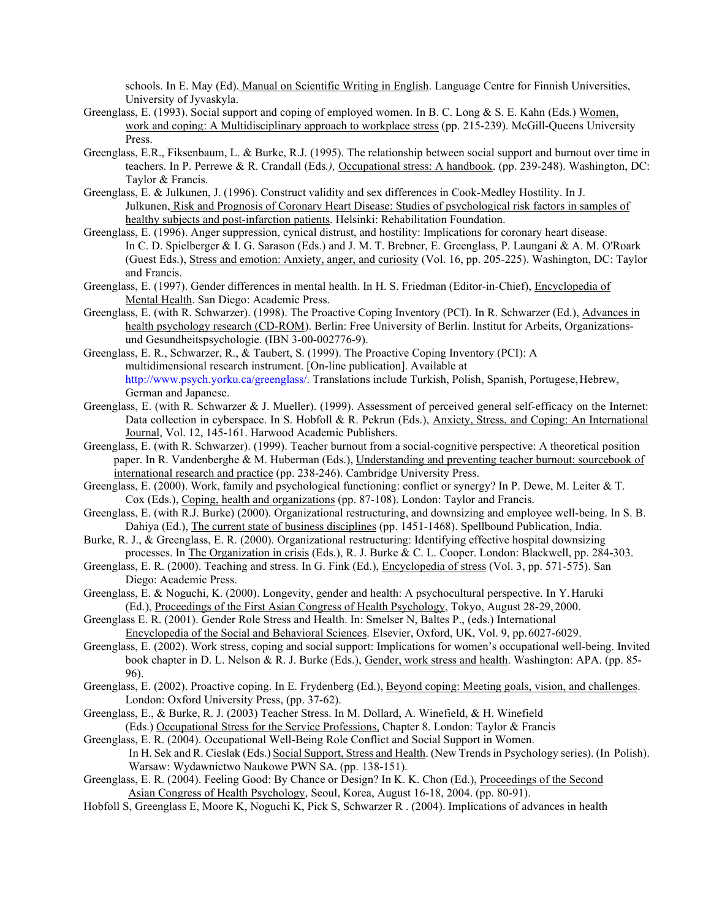schools. In E. May (Ed). Manual on Scientific Writing in English. Language Centre for Finnish Universities, University of Jyvaskyla.

Greenglass, E. (1993). Social support and coping of employed women. In B. C. Long & S. E. Kahn (Eds.) Women, work and coping: A Multidisciplinary approach to workplace stress (pp. 215-239). McGill-Queens University Press.

Greenglass, E.R., Fiksenbaum, L. & Burke, R.J. (1995). The relationship between social support and burnout over time in teachers. In P. Perrewe & R. Crandall (Eds.), Occupational stress: A handbook. (pp. 239-248). Washington, DC: Taylor & Francis.

Greenglass, E. & Julkunen, J. (1996). Construct validity and sex differences in Cook-Medley Hostility. In J. Julkunen, Risk and Prognosis of Coronary Heart Disease: Studies of psychological risk factors in samples of healthy subjects and post-infarction patients. Helsinki: Rehabilitation Foundation.

Greenglass, E. (1996). Anger suppression, cynical distrust, and hostility: Implications for coronary heart disease. In C. D. Spielberger & I. G. Sarason (Eds.) and J. M. T. Brebner, E. Greenglass, P. Laungani & A. M. O'Roark (Guest Eds.), Stress and emotion: Anxiety, anger, and curiosity (Vol. 16, pp. 205-225). Washington, DC: Taylor and Francis.

Greenglass, E. (1997). Gender differences in mental health. In H. S. Friedman (Editor-in-Chief), Encyclopedia of Mental Health. San Diego: Academic Press.

Greenglass, E. (with R. Schwarzer). (1998). The Proactive Coping Inventory (PCI). In R. Schwarzer (Ed.), Advances in health psychology research (CD-ROM). Berlin: Free University of Berlin. Institut for Arbeits, Organizations- und Gesundheitspsychologie. (IBN 3-00-002776-9).

Greenglass, E. R., Schwarzer, R., & Taubert, S. (1999). The Proactive Coping Inventory (PCI): A multidimensional research instrument. [On-line publication]. Available at http://www.psych.yorku.ca/greenglass/. Translations include Turkish, Polish, Spanish, Portugese, Hebrew, German and Japanese.

Greenglass, E. (with R. Schwarzer & J. Mueller). (1999). Assessment of perceived general self-efficacy on the Internet: Data collection in cyberspace. In S. Hobfoll & R. Pekrun (Eds.), Anxiety, Stress, and Coping: An International Journal, Vol. 12, 145-161. Harwood Academic Publishers.

Greenglass, E. (with R. Schwarzer). (1999). Teacher burnout from a social-cognitive perspective: A theoretical position paper. In R. Vandenberghe & M. Huberman (Eds.), Understanding and preventing teacher burnout: sourcebook of international research and practice (pp. 238-246). Cambridge University Press.

Greenglass, E. (2000). Work, family and psychological functioning: conflict or synergy? In P. Dewe, M. Leiter & T. Cox (Eds.), Coping, health and organizations (pp. 87-108). London: Taylor and Francis.

Greenglass, E. (with R.J. Burke) (2000). Organizational restructuring, and downsizing and employee well-being. In S. B. Dahiya (Ed.), The current state of business disciplines (pp. 1451-1468). Spellbound Publication, India.

Burke, R. J., & Greenglass, E. R. (2000). Organizational restructuring: Identifying effective hospital downsizing processes. In The Organization in crisis (Eds.), R. J. Burke & C. L. Cooper. London: Blackwell, pp. 284-303.

Greenglass, E. R. (2000). Teaching and stress. In G. Fink (Ed.), Encyclopedia of stress (Vol. 3, pp. 571-575). San Diego: Academic Press.

Greenglass, E. & Noguchi, K. (2000). Longevity, gender and health: A psychocultural perspective. In Y. Haruki (Ed.), Proceedings of the First Asian Congress of Health Psychology, Tokyo, August 28-29, 2000.

Greenglass E. R. (2001). Gender Role Stress and Health. In: Smelser N, Baltes P., (eds.) International Encyclopedia of the Social and Behavioral Sciences. Elsevier, Oxford, UK, Vol. 9, pp. 6027-6029.

Greenglass, E. (2002). Work stress, coping and social support: Implications for women's occupational well-being. Invited book chapter in D. L. Nelson & R. J. Burke (Eds.), Gender, work stress and health. Washington: APA. (pp. 85-96).

Greenglass, E. (2002). Proactive coping. In E. Frydenberg (Ed.), Beyond coping: Meeting goals, vision, and challenges. London: Oxford University Press, (pp. 37-62).

Greenglass, E., & Burke, R. J. (2003) Teacher Stress. In M. Dollard, A. Winefield, & H. Winefield (Eds.) Occupational Stress for the Service Professions, Chapter 8. London: Taylor & Francis

Greenglass, E. R. (2004). Occupational Well-Being Role Conflict and Social Support in Women. In H. Sek and R. Cieslak (Eds.) Social Support, Stress and Health. (New Trends in Psychology series). (In Polish). Warsaw: Wydawnictwo Naukowe PWN SA. (pp. 138-151).

Greenglass, E. R. (2004). Feeling Good: By Chance or Design? In K. K. Chon (Ed.), Proceedings of the Second Asian Congress of Health Psychology, Seoul, Korea, August 16-18, 2004. (pp. 80-91).

Hobfoll S, Greenglass E, Moore K, Noguchi K, Pick S, Schwarzer R . (2004). Implications of advances in health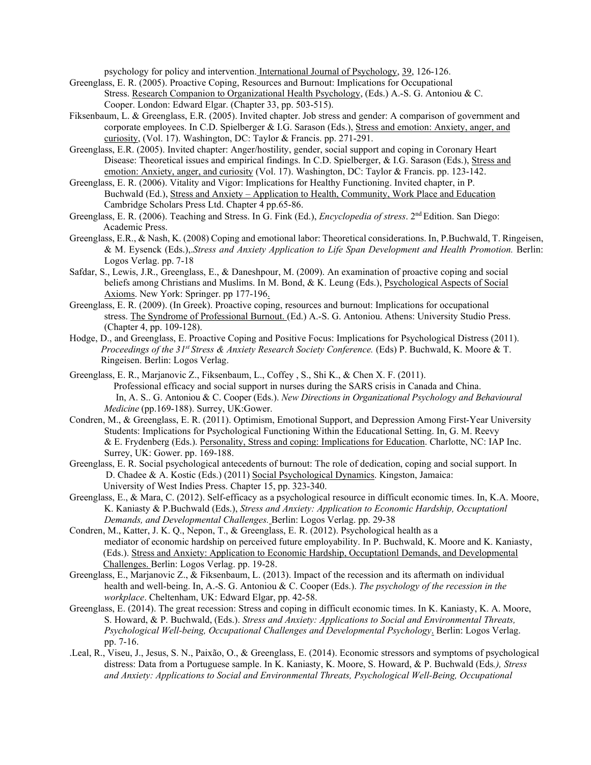psychology for policy and intervention. International Journal of Psychology, 39, 126-126.

Greenglass, E. R. (2005). Proactive Coping, Resources and Burnout: Implications for Occupational Stress. Research Companion to Organizational Health Psychology, (Eds.) A.-S. G. Antoniou & C. Cooper. London: Edward Elgar. (Chapter 33, pp. 503-515).

Fiksenbaum, L. & Greenglass, E.R. (2005). Invited chapter. Job stress and gender: A comparison of government and corporate employees. In C.D. Spielberger & I.G. Sarason (Eds.), Stress and emotion: Anxiety, anger, and curiosity, (Vol. 17). Washington, DC: Taylor & Francis. pp. 271-291.

Greenglass, E.R. (2005). Invited chapter: Anger/hostility, gender, social support and coping in Coronary Heart Disease: Theoretical issues and empirical findings. In C.D. Spielberger, & I.G. Sarason (Eds.), Stress and emotion: Anxiety, anger, and curiosity (Vol. 17). Washington, DC: Taylor & Francis. pp. 123-142.

Greenglass, E. R. (2006). Vitality and Vigor: Implications for Healthy Functioning. Invited chapter, in P. Buchwald (Ed.), Stress and Anxiety – Application to Health, Community, Work Place and Education Cambridge Scholars Press Ltd. Chapter 4 pp.65-86.

Greenglass, E. R. (2006). Teaching and Stress. In G. Fink (Ed.), *Encyclopedia of stress*. 2nd Edition. San Diego: Academic Press.

Greenglass, E.R., & Nash, K. (2008) Coping and emotional labor: Theoretical considerations. In, P.Buchwald, T. Ringeisen, & M. Eysenck (Eds.),.*Stress and Anxiety Application to Life Span Development and Health Promotion.* Berlin: Logos Verlag. pp. 7-18

Safdar, S., Lewis, J.R., Greenglass, E., & Daneshpour, M. (2009). An examination of proactive coping and social beliefs among Christians and Muslims. In M. Bond, & K. Leung (Eds.), Psychological Aspects of Social Axioms. New York: Springer. pp 177-196.

Greenglass, E. R. (2009). (In Greek). Proactive coping, resources and burnout: Implications for occupational stress. The Syndrome of Professional Burnout. (Ed.) A.-S. G. Antoniou. Athens: University Studio Press. (Chapter 4, pp. 109-128).

Hodge, D., and Greenglass, E. Proactive Coping and Positive Focus: Implications for Psychological Distress (2011). *Proceedings of the 31st Stress & Anxiety Research Society Conference.* (Eds) P. Buchwald, K. Moore & T. Ringeisen. Berlin: Logos Verlag.

Greenglass, E. R., Marjanovic Z., Fiksenbaum, L., Coffey , S., Shi K., & Chen X. F. (2011). Professional efficacy and social support in nurses during the SARS crisis in Canada and China. In, A. S.. G. Antoniou & C. Cooper (Eds.). *New Directions in Organizational Psychology and Behavioural Medicine* (pp.169-188). Surrey, UK:Gower.

Condren, M., & Greenglass, E. R. (2011). Optimism, Emotional Support, and Depression Among First-Year University Students: Implications for Psychological Functioning Within the Educational Setting. In, G. M. Reevy & E. Frydenberg (Eds.). Personality, Stress and coping: Implications for Education. Charlotte, NC: IAP Inc. Surrey, UK: Gower. pp. 169-188.

Greenglass, E. R. Social psychological antecedents of burnout: The role of dedication, coping and social support. In D. Chadee & A. Kostic (Eds.) (2011) Social Psychological Dynamics. Kingston, Jamaica: University of West Indies Press. Chapter 15, pp. 323-340.

Greenglass, E., & Mara, C. (2012). Self-efficacy as a psychological resource in difficult economic times. In, K.A. Moore, K. Kaniasty & P.Buchwald (Eds.), *Stress and Anxiety: Application to Economic Hardship, Occuptationl Demands, and Developmental Challenges.* Berlin: Logos Verlag. pp. 29-38

Condren, M., Katter, J. K. Q., Nepon, T., & Greenglass, E. R. (2012). Psychological health as a mediator of economic hardship on perceived future employability. In P. Buchwald, K. Moore and K. Kaniasty, (Eds.). Stress and Anxiety: Application to Economic Hardship, Occuptationl Demands, and Developmental Challenges. Berlin: Logos Verlag. pp. 19-28.

Greenglass, E., Marjanovic Z., & Fiksenbaum, L. (2013). Impact of the recession and its aftermath on individual health and well-being. In, A.-S. G. Antoniou & C. Cooper (Eds.). *The psychology of the recession in the workplace*. Cheltenham, UK: Edward Elgar, pp. 42-58.

Greenglass, E. (2014). The great recession: Stress and coping in difficult economic times. In K. Kaniasty, K. A. Moore, S. Howard, & P. Buchwald, (Eds.). *Stress and Anxiety: Applications to Social and Environmental Threats, Psychological Well-being, Occupational Challenges and Developmental Psychology*. Berlin: Logos Verlag. pp. 7-16.

.Leal, R., Viseu, J., Jesus, S. N., Paixão, O., & Greenglass, E. (2014). Economic stressors and symptoms of psychological distress: Data from a Portuguese sample. In K. Kaniasty, K. Moore, S. Howard, & P. Buchwald (Eds*.), Stress and Anxiety: Applications to Social and Environmental Threats, Psychological Well-Being, Occupational*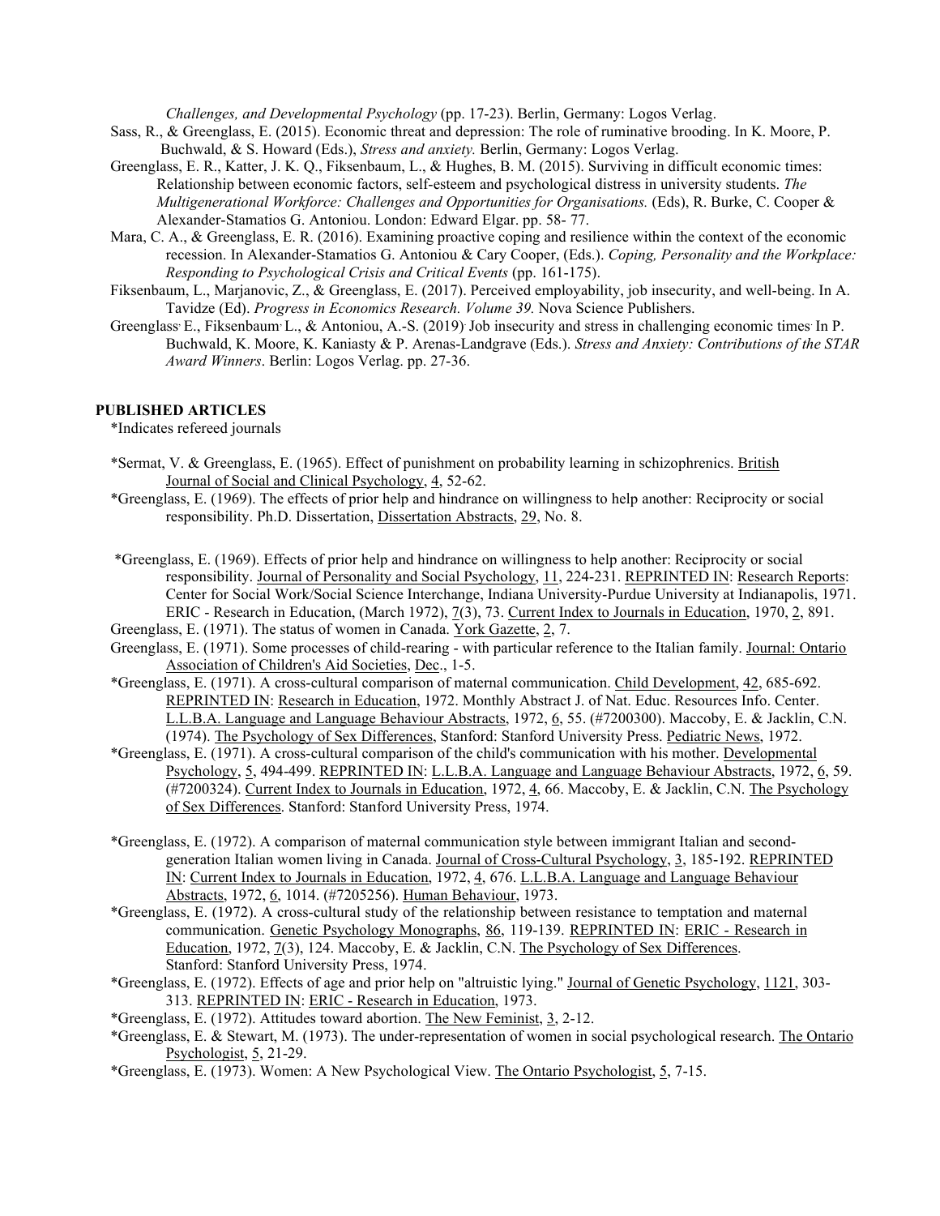*Challenges, and Developmental Psychology* (pp. 17-23). Berlin, Germany: Logos Verlag.

Sass, R., & Greenglass, E. (2015). Economic threat and depression: The role of ruminative brooding. In K. Moore, P. Buchwald, & S. Howard (Eds.), *Stress and anxiety.* Berlin, Germany: Logos Verlag.

Greenglass, E. R., Katter, J. K. Q., Fiksenbaum, L., & Hughes, B. M. (2015). Surviving in difficult economic times: Relationship between economic factors, self-esteem and psychological distress in university students. *The Multigenerational Workforce: Challenges and Opportunities for Organisations.* (Eds), R. Burke, C. Cooper & Alexander-Stamatios G. Antoniou. London: Edward Elgar. pp. 58- 77.

Mara, C. A., & Greenglass, E. R. (2016). Examining proactive coping and resilience within the context of the economic recession. In Alexander-Stamatios G. Antoniou & Cary Cooper, (Eds.). *Coping, Personality and the Workplace: Responding to Psychological Crisis and Critical Events* (pp. 161-175).

Fiksenbaum, L., Marjanovic, Z., & Greenglass, E. (2017). Perceived employability, job insecurity, and well-being. In A. Tavidze (Ed). *Progress in Economics Research. Volume 39.* Nova Science Publishers.

Greenglass, E., Fiksenbaum, L., & Antoniou, A.-S. (2019). Job insecurity and stress in challenging economic times. In P. Buchwald, K. Moore, K. Kaniasty & P. Arenas-Landgrave (Eds.). *Stress and Anxiety: Contributions of the STAR Award Winners*. Berlin: Logos Verlag. pp. 27-36.

## PUBLISHED ARTICLES

*Indicates refereed journals

*Sermat, V. & Greenglass, E. (1965). Effect of punishment on probability learning in schizophrenics. British Journal of Social and Clinical Psychology, 4, 52-62.

*Greenglass, E. (1969). The effects of prior help and hindrance on willingness to help another: Reciprocity or social responsibility. Ph.D. Dissertation, Dissertation Abstracts, 29, No. 8.

*Greenglass, E. (1969). Effects of prior help and hindrance on willingness to help another: Reciprocity or social responsibility. Journal of Personality and Social Psychology, 11, 224-231. REPRINTED IN: Research Reports: Center for Social Work/Social Science Interchange, Indiana University-Purdue University at Indianapolis, 1971. ERIC - Research in Education, (March 1972), 7(3), 73. Current Index to Journals in Education, 1970, 2, 891.

Greenglass, E. (1971). The status of women in Canada. York Gazette, 2, 7.

Greenglass, E. (1971). Some processes of child-rearing - with particular reference to the Italian family. Journal: Ontario Association of Children's Aid Societies, Dec., 1-5.

*Greenglass, E. (1971). A cross-cultural comparison of maternal communication. Child Development, 42, 685-692. REPRINTED IN: Research in Education, 1972. Monthly Abstract J. of Nat. Educ. Resources Info. Center. L.L.B.A. Language and Language Behaviour Abstracts, 1972, 6, 55. (#7200300). Maccoby, E. & Jacklin, C.N. (1974). The Psychology of Sex Differences, Stanford: Stanford University Press. Pediatric News, 1972.

*Greenglass, E. (1971). A cross-cultural comparison of the child's communication with his mother. Developmental Psychology, 5, 494-499. REPRINTED IN: L.L.B.A. Language and Language Behaviour Abstracts, 1972, 6, 59. (#7200324). Current Index to Journals in Education, 1972, 4, 66. Maccoby, E. & Jacklin, C.N. The Psychology of Sex Differences. Stanford: Stanford University Press, 1974.

*Greenglass, E. (1972). A comparison of maternal communication style between immigrant Italian and second-generation Italian women living in Canada. Journal of Cross-Cultural Psychology, 3, 185-192. REPRINTED IN: Current Index to Journals in Education, 1972, 4, 676. L.L.B.A. Language and Language Behaviour Abstracts, 1972, 6, 1014. (#7205256). Human Behaviour, 1973.

*Greenglass, E. (1972). A cross-cultural study of the relationship between resistance to temptation and maternal communication. Genetic Psychology Monographs, 86, 119-139. REPRINTED IN: ERIC - Research in Education, 1972, 7(3), 124. Maccoby, E. & Jacklin, C.N. The Psychology of Sex Differences. Stanford: Stanford University Press, 1974.

*Greenglass, E. (1972). Effects of age and prior help on "altruistic lying." Journal of Genetic Psychology, 1121, 303-313. REPRINTED IN: ERIC - Research in Education, 1973.

*Greenglass, E. (1972). Attitudes toward abortion. The New Feminist, 3, 2-12.

*Greenglass, E. & Stewart, M. (1973). The under-representation of women in social psychological research. The Ontario Psychologist, 5, 21-29.

*Greenglass, E. (1973). Women: A New Psychological View. The Ontario Psychologist, 5, 7-15.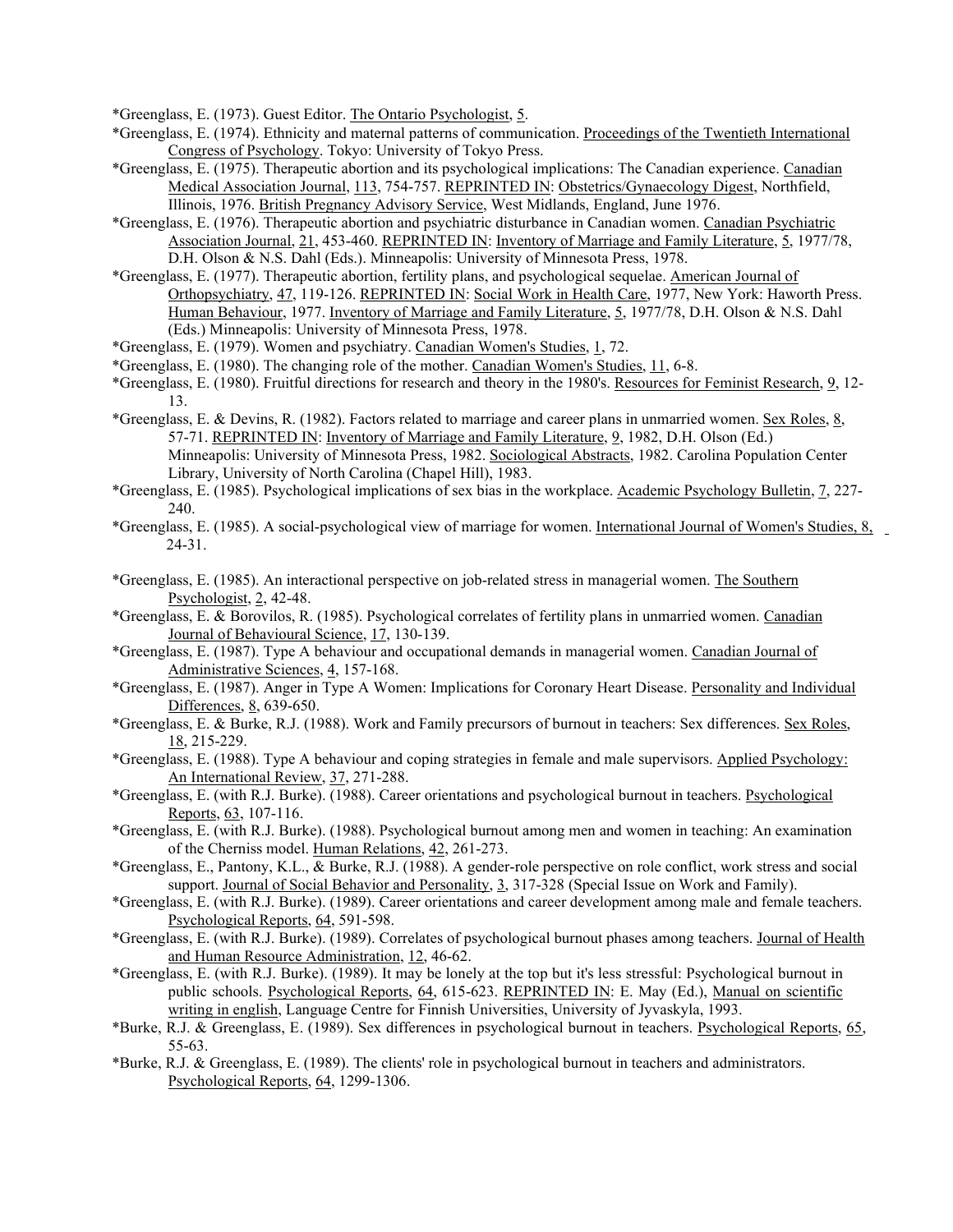*Greenglass, E. (1973). Guest Editor. The Ontario Psychologist, 5.

*Greenglass, E. (1974). Ethnicity and maternal patterns of communication. Proceedings of the Twentieth International Congress of Psychology. Tokyo: University of Tokyo Press.

*Greenglass, E. (1975). Therapeutic abortion and its psychological implications: The Canadian experience. Canadian Medical Association Journal, 113, 754-757. REPRINTED IN: Obstetrics/Gynaecology Digest, Northfield, Illinois, 1976. British Pregnancy Advisory Service, West Midlands, England, June 1976.

*Greenglass, E. (1976). Therapeutic abortion and psychiatric disturbance in Canadian women. Canadian Psychiatric Association Journal, 21, 453-460. REPRINTED IN: Inventory of Marriage and Family Literature, 5, 1977/78, D.H. Olson & N.S. Dahl (Eds.). Minneapolis: University of Minnesota Press, 1978.

*Greenglass, E. (1977). Therapeutic abortion, fertility plans, and psychological sequelae. American Journal of Orthopsychiatry, 47, 119-126. REPRINTED IN: Social Work in Health Care, 1977, New York: Haworth Press. Human Behaviour, 1977. Inventory of Marriage and Family Literature, 5, 1977/78, D.H. Olson & N.S. Dahl (Eds.) Minneapolis: University of Minnesota Press, 1978.

*Greenglass, E. (1979). Women and psychiatry. Canadian Women's Studies, 1, 72.

*Greenglass, E. (1980). The changing role of the mother. Canadian Women's Studies, 11, 6-8.

*Greenglass, E. (1980). Fruitful directions for research and theory in the 1980's. Resources for Feminist Research, 9, 12-13.

*Greenglass, E. & Devins, R. (1982). Factors related to marriage and career plans in unmarried women. Sex Roles, 8, 57-71. REPRINTED IN: Inventory of Marriage and Family Literature, 9, 1982, D.H. Olson (Ed.) Minneapolis: University of Minnesota Press, 1982. Sociological Abstracts, 1982. Carolina Population Center Library, University of North Carolina (Chapel Hill), 1983.

*Greenglass, E. (1985). Psychological implications of sex bias in the workplace. Academic Psychology Bulletin, 7, 227-240.

*Greenglass, E. (1985). A social-psychological view of marriage for women. International Journal of Women's Studies, 8, 24-31.

*Greenglass, E. (1985). An interactional perspective on job-related stress in managerial women. The Southern Psychologist, 2, 42-48.

*Greenglass, E. & Borovilos, R. (1985). Psychological correlates of fertility plans in unmarried women. Canadian Journal of Behavioural Science, 17, 130-139.

*Greenglass, E. (1987). Type A behaviour and occupational demands in managerial women. Canadian Journal of Administrative Sciences, 4, 157-168.

*Greenglass, E. (1987). Anger in Type A Women: Implications for Coronary Heart Disease. Personality and Individual Differences, 8, 639-650.

*Greenglass, E. & Burke, R.J. (1988). Work and Family precursors of burnout in teachers: Sex differences. Sex Roles, 18, 215-229.

*Greenglass, E. (1988). Type A behaviour and coping strategies in female and male supervisors. Applied Psychology: An International Review, 37, 271-288.

*Greenglass, E. (with R.J. Burke). (1988). Career orientations and psychological burnout in teachers. Psychological Reports, 63, 107-116.

*Greenglass, E. (with R.J. Burke). (1988). Psychological burnout among men and women in teaching: An examination of the Cherniss model. Human Relations, 42, 261-273.

*Greenglass, E., Pantony, K.L., & Burke, R.J. (1988). A gender-role perspective on role conflict, work stress and social support. Journal of Social Behavior and Personality, 3, 317-328 (Special Issue on Work and Family).

*Greenglass, E. (with R.J. Burke). (1989). Career orientations and career development among male and female teachers. Psychological Reports, 64, 591-598.

*Greenglass, E. (with R.J. Burke). (1989). Correlates of psychological burnout phases among teachers. Journal of Health and Human Resource Administration, 12, 46-62.

*Greenglass, E. (with R.J. Burke). (1989). It may be lonely at the top but it's less stressful: Psychological burnout in public schools. Psychological Reports, 64, 615-623. REPRINTED IN: E. May (Ed.), Manual on scientific writing in english, Language Centre for Finnish Universities, University of Jyvaskyla, 1993.

*Burke, R.J. & Greenglass, E. (1989). Sex differences in psychological burnout in teachers. Psychological Reports, 65, 55-63.

*Burke, R.J. & Greenglass, E. (1989). The clients' role in psychological burnout in teachers and administrators. Psychological Reports, 64, 1299-1306.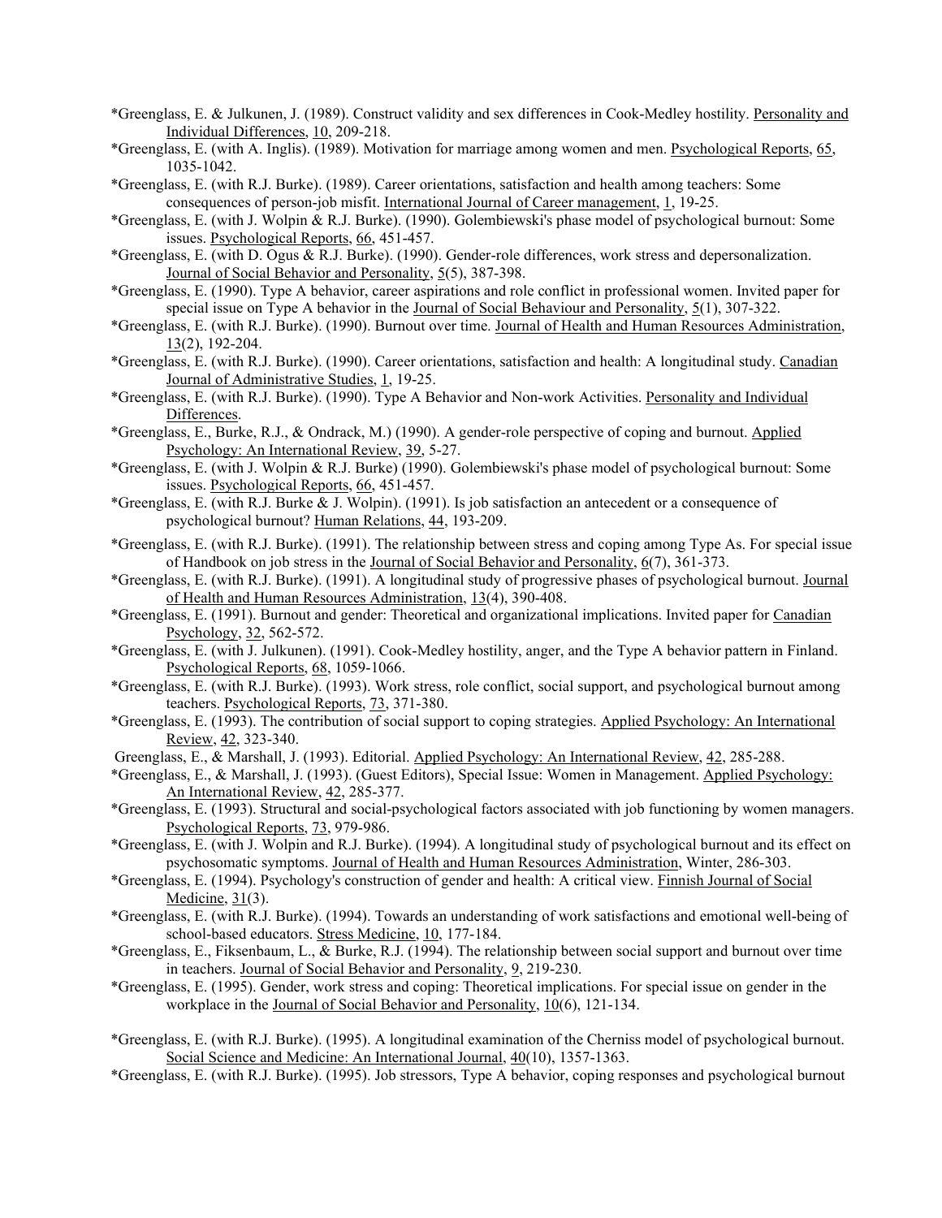*Greenglass, E. & Julkunen, J. (1989). Construct validity and sex differences in Cook-Medley hostility. Personality and Individual Differences, 10, 209-218.

*Greenglass, E. (with A. Inglis). (1989). Motivation for marriage among women and men. Psychological Reports, 65, 1035-1042.

*Greenglass, E. (with R.J. Burke). (1989). Career orientations, satisfaction and health among teachers: Some consequences of person-job misfit. International Journal of Career management, 1, 19-25.

*Greenglass, E. (with J. Wolpin & R.J. Burke). (1990). Golembiewski's phase model of psychological burnout: Some issues. Psychological Reports, 66, 451-457.

*Greenglass, E. (with D. Ogus & R.J. Burke). (1990). Gender-role differences, work stress and depersonalization. Journal of Social Behavior and Personality, 5(5), 387-398.

*Greenglass, E. (1990). Type A behavior, career aspirations and role conflict in professional women. Invited paper for special issue on Type A behavior in the Journal of Social Behaviour and Personality, 5(1), 307-322.

*Greenglass, E. (with R.J. Burke). (1990). Burnout over time. Journal of Health and Human Resources Administration, 13(2), 192-204.

*Greenglass, E. (with R.J. Burke). (1990). Career orientations, satisfaction and health: A longitudinal study. Canadian Journal of Administrative Studies, 1, 19-25.

*Greenglass, E. (with R.J. Burke). (1990). Type A Behavior and Non-work Activities. Personality and Individual Differences.

*Greenglass, E., Burke, R.J., & Ondrack, M.) (1990). A gender-role perspective of coping and burnout. Applied Psychology: An International Review, 39, 5-27.

*Greenglass, E. (with J. Wolpin & R.J. Burke) (1990). Golembiewski's phase model of psychological burnout: Some issues. Psychological Reports, 66, 451-457.

*Greenglass, E. (with R.J. Burke & J. Wolpin). (1991). Is job satisfaction an antecedent or a consequence of psychological burnout? Human Relations, 44, 193-209.

*Greenglass, E. (with R.J. Burke). (1991). The relationship between stress and coping among Type As. For special issue of Handbook on job stress in the Journal of Social Behavior and Personality, 6(7), 361-373.

*Greenglass, E. (with R.J. Burke). (1991). A longitudinal study of progressive phases of psychological burnout. Journal of Health and Human Resources Administration, 13(4), 390-408.

*Greenglass, E. (1991). Burnout and gender: Theoretical and organizational implications. Invited paper for Canadian Psychology, 32, 562-572.

*Greenglass, E. (with J. Julkunen). (1991). Cook-Medley hostility, anger, and the Type A behavior pattern in Finland. Psychological Reports, 68, 1059-1066.

*Greenglass, E. (with R.J. Burke). (1993). Work stress, role conflict, social support, and psychological burnout among teachers. Psychological Reports, 73, 371-380.

*Greenglass, E. (1993). The contribution of social support to coping strategies. Applied Psychology: An International Review, 42, 323-340.

Greenglass, E., & Marshall, J. (1993). Editorial. Applied Psychology: An International Review, 42, 285-288.

*Greenglass, E., & Marshall, J. (1993). (Guest Editors), Special Issue: Women in Management. Applied Psychology: An International Review, 42, 285-377.

*Greenglass, E. (1993). Structural and social-psychological factors associated with job functioning by women managers. Psychological Reports, 73, 979-986.

*Greenglass, E. (with J. Wolpin and R.J. Burke). (1994). A longitudinal study of psychological burnout and its effect on psychosomatic symptoms. Journal of Health and Human Resources Administration, Winter, 286-303.

*Greenglass, E. (1994). Psychology's construction of gender and health: A critical view. Finnish Journal of Social Medicine, 31(3).

*Greenglass, E. (with R.J. Burke). (1994). Towards an understanding of work satisfactions and emotional well-being of school-based educators. Stress Medicine, 10, 177-184.

*Greenglass, E., Fiksenbaum, L., & Burke, R.J. (1994). The relationship between social support and burnout over time in teachers. Journal of Social Behavior and Personality, 9, 219-230.

*Greenglass, E. (1995). Gender, work stress and coping: Theoretical implications. For special issue on gender in the workplace in the Journal of Social Behavior and Personality, 10(6), 121-134.

*Greenglass, E. (with R.J. Burke). (1995). A longitudinal examination of the Cherniss model of psychological burnout. Social Science and Medicine: An International Journal, 40(10), 1357-1363.

*Greenglass, E. (with R.J. Burke). (1995). Job stressors, Type A behavior, coping responses and psychological burnout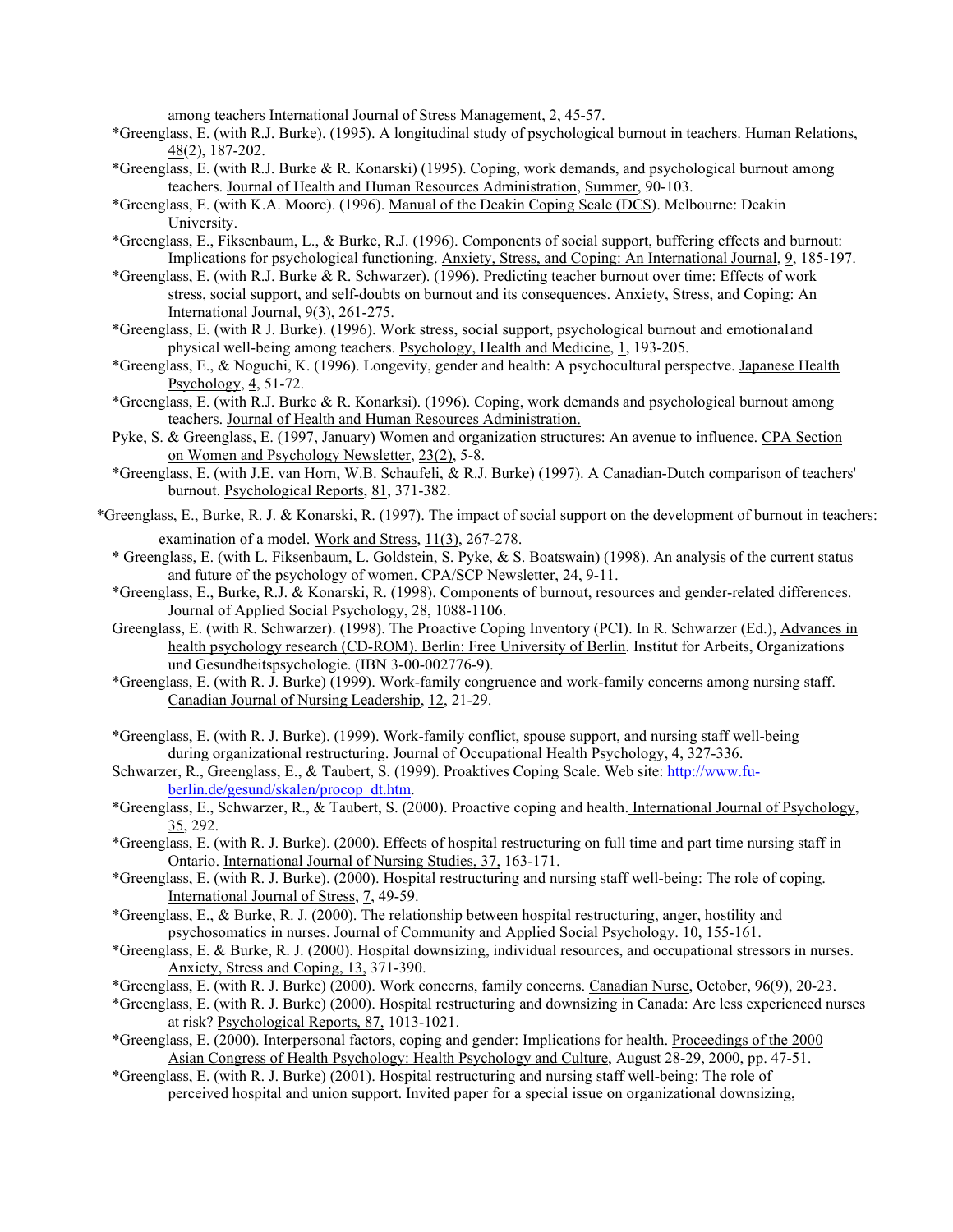among teachers International Journal of Stress Management, 2, 45-57.

*Greenglass, E. (with R.J. Burke). (1995). A longitudinal study of psychological burnout in teachers. Human Relations, 48(2), 187-202.

*Greenglass, E. (with R.J. Burke & R. Konarski) (1995). Coping, work demands, and psychological burnout among teachers. Journal of Health and Human Resources Administration, Summer, 90-103.

*Greenglass, E. (with K.A. Moore). (1996). Manual of the Deakin Coping Scale (DCS). Melbourne: Deakin University.

*Greenglass, E., Fiksenbaum, L., & Burke, R.J. (1996). Components of social support, buffering effects and burnout: Implications for psychological functioning. Anxiety, Stress, and Coping: An International Journal, 9, 185-197.

*Greenglass, E. (with R.J. Burke & R. Schwarzer). (1996). Predicting teacher burnout over time: Effects of work stress, social support, and self-doubts on burnout and its consequences. Anxiety, Stress, and Coping: An International Journal, 9(3), 261-275.

*Greenglass, E. (with R J. Burke). (1996). Work stress, social support, psychological burnout and emotional and physical well-being among teachers. Psychology, Health and Medicine, 1, 193-205.

*Greenglass, E., & Noguchi, K. (1996). Longevity, gender and health: A psychocultural perspectve. Japanese Health Psychology, 4, 51-72.

*Greenglass, E. (with R.J. Burke & R. Konarksi). (1996). Coping, work demands and psychological burnout among teachers. Journal of Health and Human Resources Administration.

Pyke, S. & Greenglass, E. (1997, January) Women and organization structures: An avenue to influence. CPA Section on Women and Psychology Newsletter, 23(2), 5-8.

*Greenglass, E. (with J.E. van Horn, W.B. Schaufeli, & R.J. Burke) (1997). A Canadian-Dutch comparison of teachers' burnout. Psychological Reports, 81, 371-382.

*Greenglass, E., Burke, R. J. & Konarski, R. (1997). The impact of social support on the development of burnout in teachers: examination of a model. Work and Stress, 11(3), 267-278.

* Greenglass, E. (with L. Fiksenbaum, L. Goldstein, S. Pyke, & S. Boatswain) (1998). An analysis of the current status and future of the psychology of women. CPA/SCP Newsletter, 24, 9-11.

*Greenglass, E., Burke, R.J. & Konarski, R. (1998). Components of burnout, resources and gender-related differences. Journal of Applied Social Psychology, 28, 1088-1106.

Greenglass, E. (with R. Schwarzer). (1998). The Proactive Coping Inventory (PCI). In R. Schwarzer (Ed.), Advances in health psychology research (CD-ROM). Berlin: Free University of Berlin. Institut for Arbeits, Organizations und Gesundheitspsychologie. (IBN 3-00-002776-9).

*Greenglass, E. (with R. J. Burke) (1999). Work-family congruence and work-family concerns among nursing staff. Canadian Journal of Nursing Leadership, 12, 21-29.

*Greenglass, E. (with R. J. Burke). (1999). Work-family conflict, spouse support, and nursing staff well-being during organizational restructuring. Journal of Occupational Health Psychology, 4, 327-336.

Schwarzer, R., Greenglass, E., & Taubert, S. (1999). Proaktives Coping Scale. Web site: http://www.fu-berlin.de/gesund/skalen/procop_dt.htm.

*Greenglass, E., Schwarzer, R., & Taubert, S. (2000). Proactive coping and health. International Journal of Psychology, 35, 292.

*Greenglass, E. (with R. J. Burke). (2000). Effects of hospital restructuring on full time and part time nursing staff in Ontario. International Journal of Nursing Studies, 37, 163-171.

*Greenglass, E. (with R. J. Burke). (2000). Hospital restructuring and nursing staff well-being: The role of coping. International Journal of Stress, 7, 49-59.

*Greenglass, E., & Burke, R. J. (2000). The relationship between hospital restructuring, anger, hostility and psychosomatics in nurses. Journal of Community and Applied Social Psychology. 10, 155-161.

*Greenglass, E. & Burke, R. J. (2000). Hospital downsizing, individual resources, and occupational stressors in nurses. Anxiety, Stress and Coping, 13, 371-390.

*Greenglass, E. (with R. J. Burke) (2000). Work concerns, family concerns. Canadian Nurse, October, 96(9), 20-23.

*Greenglass, E. (with R. J. Burke) (2000). Hospital restructuring and downsizing in Canada: Are less experienced nurses at risk? Psychological Reports, 87, 1013-1021.

*Greenglass, E. (2000). Interpersonal factors, coping and gender: Implications for health. Proceedings of the 2000 Asian Congress of Health Psychology: Health Psychology and Culture, August 28-29, 2000, pp. 47-51.

*Greenglass, E. (with R. J. Burke) (2001). Hospital restructuring and nursing staff well-being: The role of perceived hospital and union support. Invited paper for a special issue on organizational downsizing,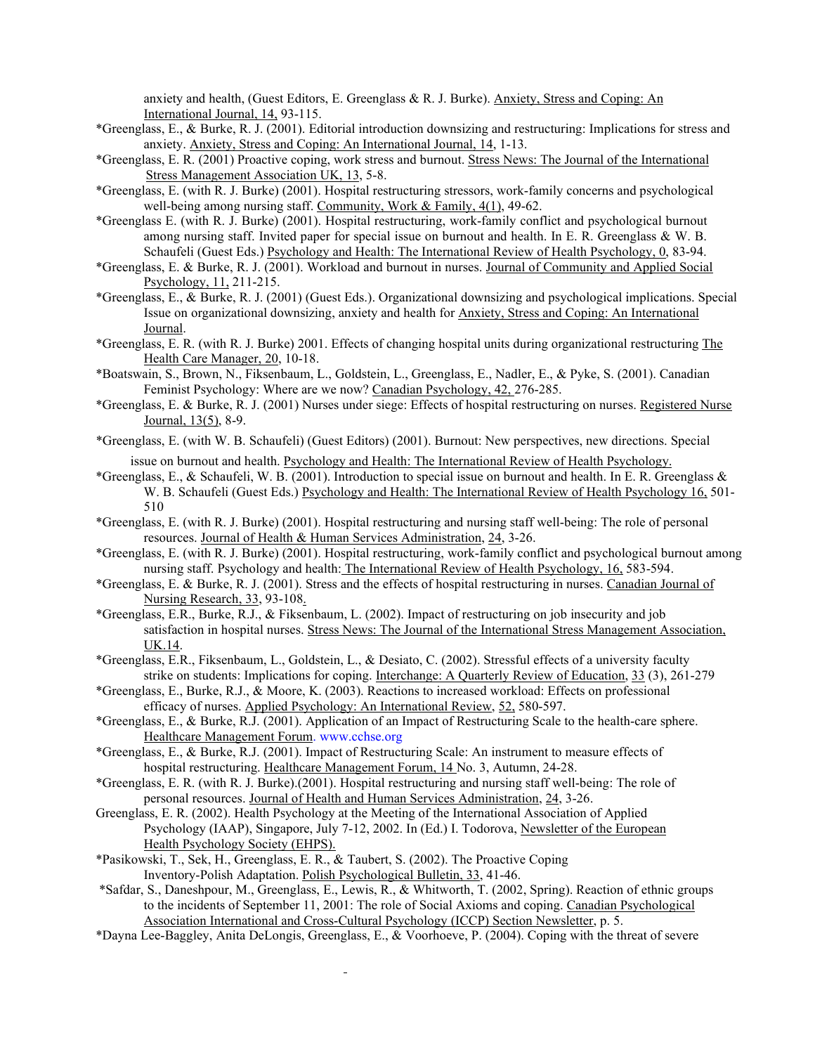anxiety and health, (Guest Editors, E. Greenglass & R. J. Burke). Anxiety, Stress and Coping: An International Journal, 14, 93-115.

*Greenglass, E., & Burke, R. J. (2001). Editorial introduction downsizing and restructuring: Implications for stress and anxiety. Anxiety, Stress and Coping: An International Journal, 14, 1-13.

*Greenglass, E. R. (2001) Proactive coping, work stress and burnout. Stress News: The Journal of the International Stress Management Association UK, 13, 5-8.

*Greenglass, E. (with R. J. Burke) (2001). Hospital restructuring stressors, work-family concerns and psychological well-being among nursing staff. Community, Work & Family, 4(1), 49-62.

*Greenglass E. (with R. J. Burke) (2001). Hospital restructuring, work-family conflict and psychological burnout among nursing staff. Invited paper for special issue on burnout and health. In E. R. Greenglass & W. B. Schaufeli (Guest Eds.) Psychology and Health: The International Review of Health Psychology, 0, 83-94.

*Greenglass, E. & Burke, R. J. (2001). Workload and burnout in nurses. Journal of Community and Applied Social Psychology, 11, 211-215.

*Greenglass, E., & Burke, R. J. (2001) (Guest Eds.). Organizational downsizing and psychological implications. Special Issue on organizational downsizing, anxiety and health for Anxiety, Stress and Coping: An International Journal.

*Greenglass, E. R. (with R. J. Burke) 2001. Effects of changing hospital units during organizational restructuring The Health Care Manager, 20, 10-18.

*Boatswain, S., Brown, N., Fiksenbaum, L., Goldstein, L., Greenglass, E., Nadler, E., & Pyke, S. (2001). Canadian Feminist Psychology: Where are we now? Canadian Psychology, 42, 276-285.

*Greenglass, E. & Burke, R. J. (2001) Nurses under siege: Effects of hospital restructuring on nurses. Registered Nurse Journal, 13(5), 8-9.

*Greenglass, E. (with W. B. Schaufeli) (Guest Editors) (2001). Burnout: New perspectives, new directions. Special issue on burnout and health. Psychology and Health: The International Review of Health Psychology.

*Greenglass, E., & Schaufeli, W. B. (2001). Introduction to special issue on burnout and health. In E. R. Greenglass & W. B. Schaufeli (Guest Eds.) Psychology and Health: The International Review of Health Psychology 16, 501-510

*Greenglass, E. (with R. J. Burke) (2001). Hospital restructuring and nursing staff well-being: The role of personal resources. Journal of Health & Human Services Administration, 24, 3-26.

*Greenglass, E. (with R. J. Burke) (2001). Hospital restructuring, work-family conflict and psychological burnout among nursing staff. Psychology and health: The International Review of Health Psychology, 16, 583-594.

*Greenglass, E. & Burke, R. J. (2001). Stress and the effects of hospital restructuring in nurses. Canadian Journal of Nursing Research, 33, 93-108.

*Greenglass, E.R., Burke, R.J., & Fiksenbaum, L. (2002). Impact of restructuring on job insecurity and job satisfaction in hospital nurses. Stress News: The Journal of the International Stress Management Association, UK.14.

*Greenglass, E.R., Fiksenbaum, L., Goldstein, L., & Desiato, C. (2002). Stressful effects of a university faculty strike on students: Implications for coping. Interchange: A Quarterly Review of Education, 33 (3), 261-279

*Greenglass, E., Burke, R.J., & Moore, K. (2003). Reactions to increased workload: Effects on professional efficacy of nurses. Applied Psychology: An International Review, 52, 580-597.

*Greenglass, E., & Burke, R.J. (2001). Application of an Impact of Restructuring Scale to the health-care sphere. Healthcare Management Forum. www.cchse.org

*Greenglass, E., & Burke, R.J. (2001). Impact of Restructuring Scale: An instrument to measure effects of hospital restructuring. Healthcare Management Forum, 14 No. 3, Autumn, 24-28.

*Greenglass, E. R. (with R. J. Burke).(2001). Hospital restructuring and nursing staff well-being: The role of personal resources. Journal of Health and Human Services Administration, 24, 3-26.

Greenglass, E. R. (2002). Health Psychology at the Meeting of the International Association of Applied Psychology (IAAP), Singapore, July 7-12, 2002. In (Ed.) I. Todorova, Newsletter of the European Health Psychology Society (EHPS).

*Pasikowski, T., Sek, H., Greenglass, E. R., & Taubert, S. (2002). The Proactive Coping Inventory-Polish Adaptation. Polish Psychological Bulletin, 33, 41-46.

*Safdar, S., Daneshpour, M., Greenglass, E., Lewis, R., & Whitworth, T. (2002, Spring). Reaction of ethnic groups to the incidents of September 11, 2001: The role of Social Axioms and coping. Canadian Psychological Association International and Cross-Cultural Psychology (ICCP) Section Newsletter, p. 5.

*Dayna Lee-Baggley, Anita DeLongis, Greenglass, E., & Voorhoeve, P. (2004). Coping with the threat of severe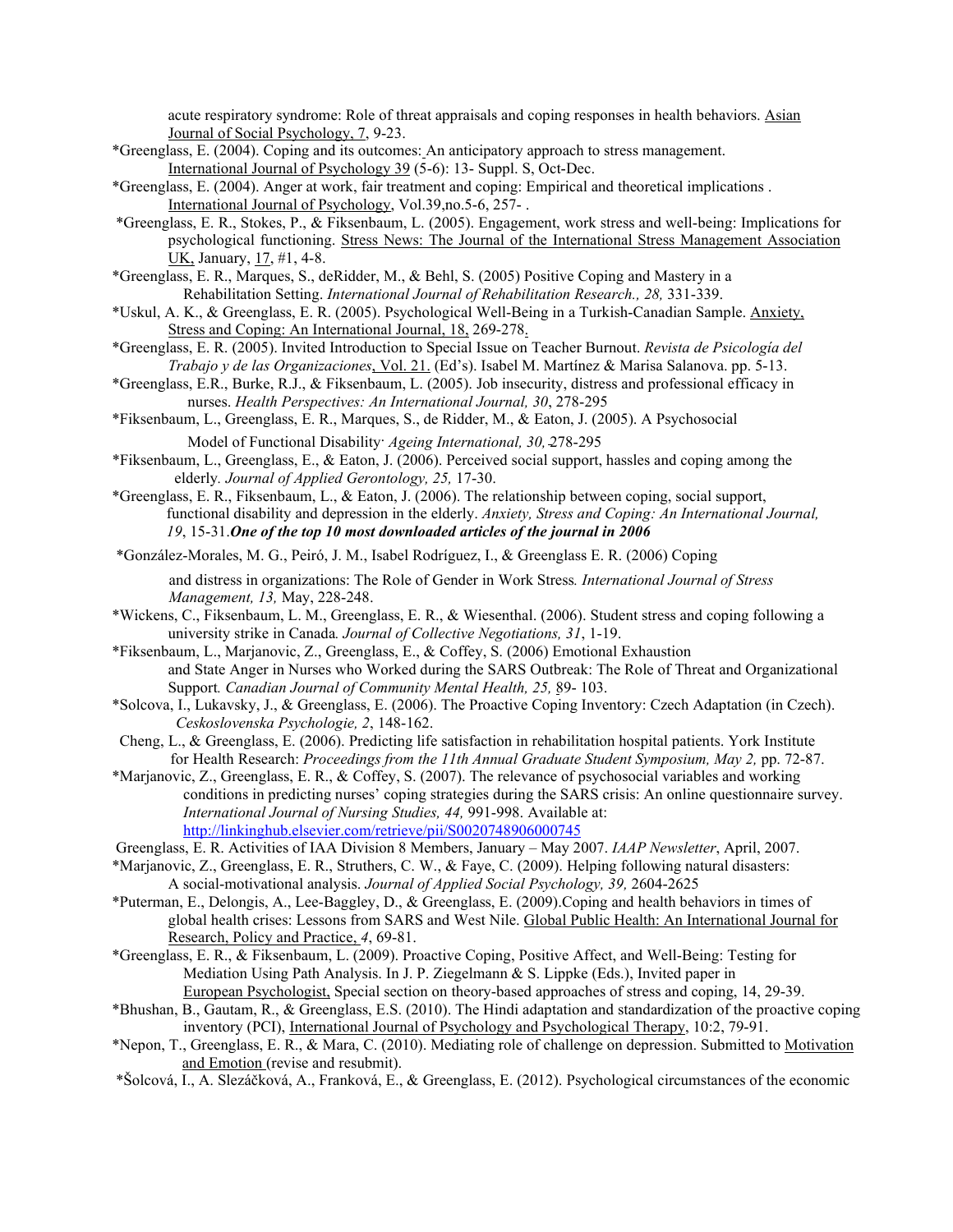acute respiratory syndrome: Role of threat appraisals and coping responses in health behaviors. Asian Journal of Social Psychology, 7, 9-23.

*Greenglass, E. (2004). Coping and its outcomes: An anticipatory approach to stress management. International Journal of Psychology 39 (5-6): 13- Suppl. S, Oct-Dec.

*Greenglass, E. (2004). Anger at work, fair treatment and coping: Empirical and theoretical implications . International Journal of Psychology, Vol.39,no.5-6, 257- .

*Greenglass, E. R., Stokes, P., & Fiksenbaum, L. (2005). Engagement, work stress and well-being: Implications for psychological functioning. Stress News: The Journal of the International Stress Management Association UK, January, 17, #1, 4-8.

*Greenglass, E. R., Marques, S., deRidder, M., & Behl, S. (2005) Positive Coping and Mastery in a Rehabilitation Setting. *International Journal of Rehabilitation Research., 28,* 331-339.

*Uskul, A. K., & Greenglass, E. R. (2005). Psychological Well-Being in a Turkish-Canadian Sample. Anxiety, Stress and Coping: An International Journal, 18, 269-278.

*Greenglass, E. R. (2005). Invited Introduction to Special Issue on Teacher Burnout. *Revista de Psicología del Trabajo y de las Organizaciones*, Vol. 21. (Ed's). Isabel M. Martínez & Marisa Salanova. pp. 5-13.

*Greenglass, E.R., Burke, R.J., & Fiksenbaum, L. (2005). Job insecurity, distress and professional efficacy in nurses. *Health Perspectives: An International Journal, 30*, 278-295

*Fiksenbaum, L., Greenglass, E. R., Marques, S., de Ridder, M., & Eaton, J. (2005). A Psychosocial Model of Functional Disability. *Ageing International, 30,* 278-295

*Fiksenbaum, L., Greenglass, E., & Eaton, J. (2006). Perceived social support, hassles and coping among the elderly. *Journal of Applied Gerontology, 25,* 17-30.

*Greenglass, E. R., Fiksenbaum, L., & Eaton, J. (2006). The relationship between coping, social support, functional disability and depression in the elderly. *Anxiety, Stress and Coping: An International Journal, 19*, 15-31.***One of the top 10 most downloaded articles of the journal in 2006***

*González-Morales, M. G., Peiró, J. M., Isabel Rodríguez, I., & Greenglass E. R. (2006) Coping and distress in organizations: The Role of Gender in Work Stress*. International Journal of Stress Management, 13,* May, 228-248.

*Wickens, C., Fiksenbaum, L. M., Greenglass, E. R., & Wiesenthal. (2006). Student stress and coping following a university strike in Canada*. Journal of Collective Negotiations, 31*, 1-19.

*Fiksenbaum, L., Marjanovic, Z., Greenglass, E., & Coffey, S. (2006) Emotional Exhaustion and State Anger in Nurses who Worked during the SARS Outbreak: The Role of Threat and Organizational Support*. Canadian Journal of Community Mental Health, 25,* 89- 103.

*Solcova, I., Lukavsky, J., & Greenglass, E. (2006). The Proactive Coping Inventory: Czech Adaptation (in Czech). *Ceskoslovenska Psychologie, 2*, 148-162.

Cheng, L., & Greenglass, E. (2006). Predicting life satisfaction in rehabilitation hospital patients. York Institute for Health Research: *Proceedings from the 11th Annual Graduate Student Symposium, May 2,* pp. 72-87.

*Marjanovic, Z., Greenglass, E. R., & Coffey, S. (2007). The relevance of psychosocial variables and working conditions in predicting nurses' coping strategies during the SARS crisis: An online questionnaire survey. *International Journal of Nursing Studies, 44,* 991-998. Available at: http://linkinghub.elsevier.com/retrieve/pii/S0020748906000745

Greenglass, E. R. Activities of IAA Division 8 Members, January – May 2007. *IAAP Newsletter*, April, 2007.

*Marjanovic, Z., Greenglass, E. R., Struthers, C. W., & Faye, C. (2009). Helping following natural disasters: A social-motivational analysis. *Journal of Applied Social Psychology, 39,* 2604-2625

*Puterman, E., Delongis, A., Lee-Baggley, D., & Greenglass, E. (2009).Coping and health behaviors in times of global health crises: Lessons from SARS and West Nile. Global Public Health: An International Journal for Research, Policy and Practice, *4*, 69-81.

*Greenglass, E. R., & Fiksenbaum, L. (2009). Proactive Coping, Positive Affect, and Well-Being: Testing for Mediation Using Path Analysis. In J. P. Ziegelmann & S. Lippke (Eds.), Invited paper in European Psychologist, Special section on theory-based approaches of stress and coping, 14, 29-39.

*Bhushan, B., Gautam, R., & Greenglass, E.S. (2010). The Hindi adaptation and standardization of the proactive coping inventory (PCI), International Journal of Psychology and Psychological Therapy, 10:2, 79-91.

*Nepon, T., Greenglass, E. R., & Mara, C. (2010). Mediating role of challenge on depression. Submitted to Motivation and Emotion (revise and resubmit).

*Šolcová, I., A. Slezáčková, A., Franková, E., & Greenglass, E. (2012). Psychological circumstances of the economic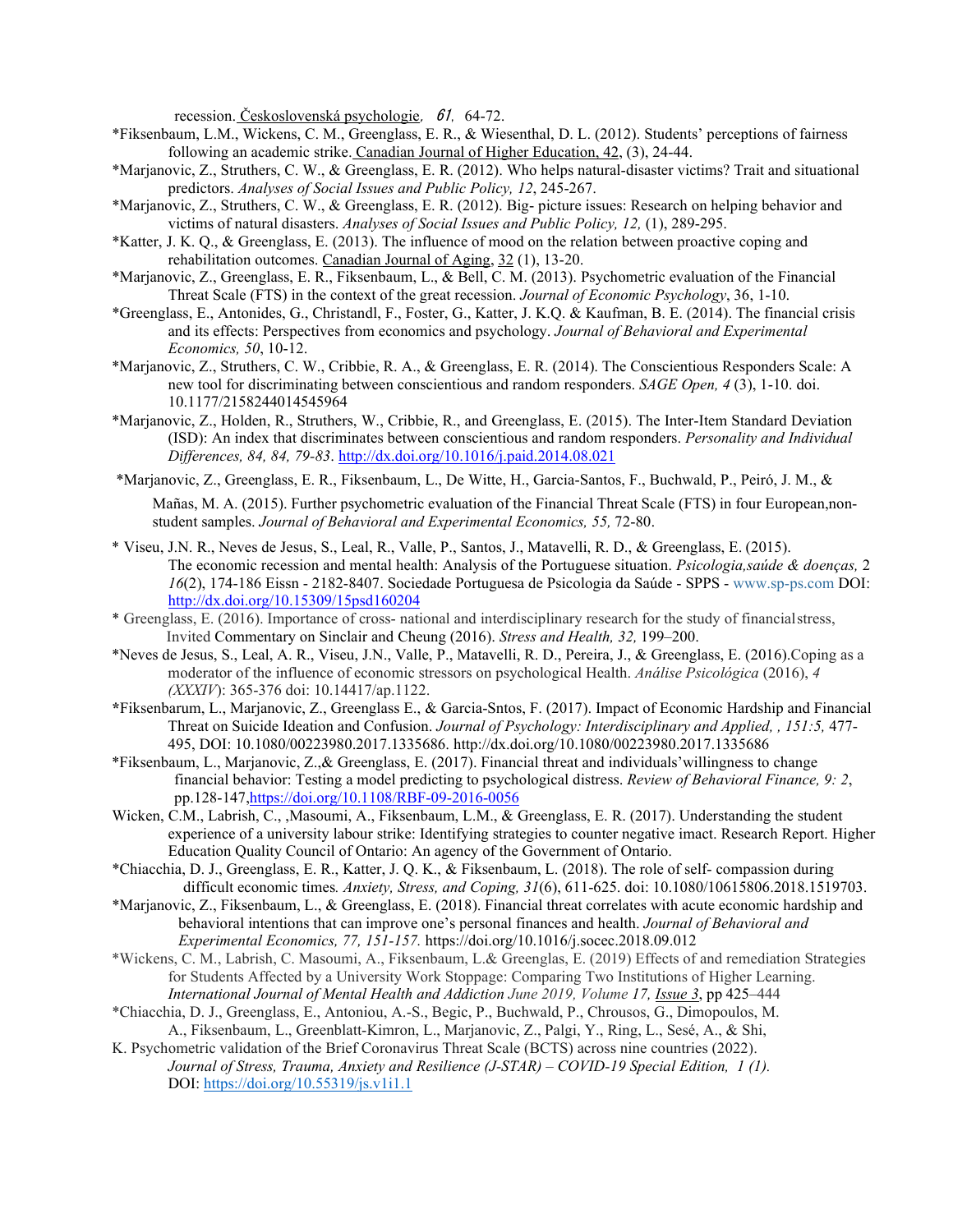recession. Československá psychologie, 61, 64-72.

*Fiksenbaum, L.M., Wickens, C. M., Greenglass, E. R., & Wiesenthal, D. L. (2012). Students' perceptions of fairness following an academic strike. Canadian Journal of Higher Education, 42, (3), 24-44.

*Marjanovic, Z., Struthers, C. W., & Greenglass, E. R. (2012). Who helps natural-disaster victims? Trait and situational predictors. *Analyses of Social Issues and Public Policy, 12*, 245-267.

*Marjanovic, Z., Struthers, C. W., & Greenglass, E. R. (2012). Big- picture issues: Research on helping behavior and victims of natural disasters. *Analyses of Social Issues and Public Policy, 12,* (1), 289-295.

*Katter, J. K. Q., & Greenglass, E. (2013). The influence of mood on the relation between proactive coping and rehabilitation outcomes. Canadian Journal of Aging, 32 (1), 13-20.

*Marjanovic, Z., Greenglass, E. R., Fiksenbaum, L., & Bell, C. M. (2013). Psychometric evaluation of the Financial Threat Scale (FTS) in the context of the great recession. *Journal of Economic Psychology*, 36, 1-10.

*Greenglass, E., Antonides, G., Christandl, F., Foster, G., Katter, J. K.Q. & Kaufman, B. E. (2014). The financial crisis and its effects: Perspectives from economics and psychology. *Journal of Behavioral and Experimental Economics, 50*, 10-12.

*Marjanovic, Z., Struthers, C. W., Cribbie, R. A., & Greenglass, E. R. (2014). The Conscientious Responders Scale: A new tool for discriminating between conscientious and random responders. *SAGE Open, 4* (3), 1-10. doi. 10.1177/2158244014545964

*Marjanovic, Z., Holden, R., Struthers, W., Cribbie, R., and Greenglass, E. (2015). The Inter-Item Standard Deviation (ISD): An index that discriminates between conscientious and random responders. *Personality and Individual Differences, 84, 84, 79-83*. http://dx.doi.org/10.1016/j.paid.2014.08.021

*Marjanovic, Z., Greenglass, E. R., Fiksenbaum, L., De Witte, H., Garcia-Santos, F., Buchwald, P., Peiró, J. M., & Mañas, M. A. (2015). Further psychometric evaluation of the Financial Threat Scale (FTS) in four European,non-student samples. *Journal of Behavioral and Experimental Economics, 55,* 72-80.

* Viseu, J.N. R., Neves de Jesus, S., Leal, R., Valle, P., Santos, J., Matavelli, R. D., & Greenglass, E. (2015). The economic recession and mental health: Analysis of the Portuguese situation. *Psicologia,saúde & doenças,* 2 *16*(2), 174-186 Eissn - 2182-8407. Sociedade Portuguesa de Psicologia da Saúde - SPPS - www.sp-ps.com DOI: http://dx.doi.org/10.15309/15psd160204

* Greenglass, E. (2016). Importance of cross- national and interdisciplinary research for the study of financialstress, Invited Commentary on Sinclair and Cheung (2016). *Stress and Health, 32,* 199–200.

*Neves de Jesus, S., Leal, A. R., Viseu, J.N., Valle, P., Matavelli, R. D., Pereira, J., & Greenglass, E. (2016).Coping as a moderator of the influence of economic stressors on psychological Health. *Análise Psicológica* (2016), *4 (XXXIV*): 365-376 doi: 10.14417/ap.1122.

*Fiksenbarum, L., Marjanovic, Z., Greenglass E., & Garcia-Sntos, F. (2017). Impact of Economic Hardship and Financial Threat on Suicide Ideation and Confusion. *Journal of Psychology: Interdisciplinary and Applied, , 151:5,* 477-495, DOI: 10.1080/00223980.2017.1335686. http://dx.doi.org/10.1080/00223980.2017.1335686

*Fiksenbaum, L., Marjanovic, Z.,& Greenglass, E. (2017). Financial threat and individuals'willingness to change financial behavior: Testing a model predicting to psychological distress. *Review of Behavioral Finance, 9: 2*, pp.128-147,https://doi.org/10.1108/RBF-09-2016-0056

Wicken, C.M., Labrish, C., ,Masoumi, A., Fiksenbaum, L.M., & Greenglass, E. R. (2017). Understanding the student experience of a university labour strike: Identifying strategies to counter negative imact. Research Report. Higher Education Quality Council of Ontario: An agency of the Government of Ontario.

*Chiacchia, D. J., Greenglass, E. R., Katter, J. Q. K., & Fiksenbaum, L. (2018). The role of self- compassion during difficult economic times*. Anxiety, Stress, and Coping, 31*(6), 611-625. doi: 10.1080/10615806.2018.1519703.

*Marjanovic, Z., Fiksenbaum, L., & Greenglass, E. (2018). Financial threat correlates with acute economic hardship and behavioral intentions that can improve one's personal finances and health. *Journal of Behavioral and Experimental Economics, 77, 151-157.* https://doi.org/10.1016/j.socec.2018.09.012

*Wickens, C. M., Labrish, C. Masoumi, A., Fiksenbaum, L.& Greenglas, E. (2019) Effects of and remediation Strategies for Students Affected by a University Work Stoppage: Comparing Two Institutions of Higher Learning. *International Journal of Mental Health and Addiction June 2019, Volume 17, Issue 3*, pp 425–444

*Chiacchia, D. J., Greenglass, E., Antoniou, A.-S., Begic, P., Buchwald, P., Chrousos, G., Dimopoulos, M. A., Fiksenbaum, L., Greenblatt-Kimron, L., Marjanovic, Z., Palgi, Y., Ring, L., Sesé, A., & Shi, K. Psychometric validation of the Brief Coronavirus Threat Scale (BCTS) across nine countries (2022). *Journal of Stress, Trauma, Anxiety and Resilience (J-STAR) – COVID-19 Special Edition, 1 (1).* DOI: https://doi.org/10.55319/js.v1i1.1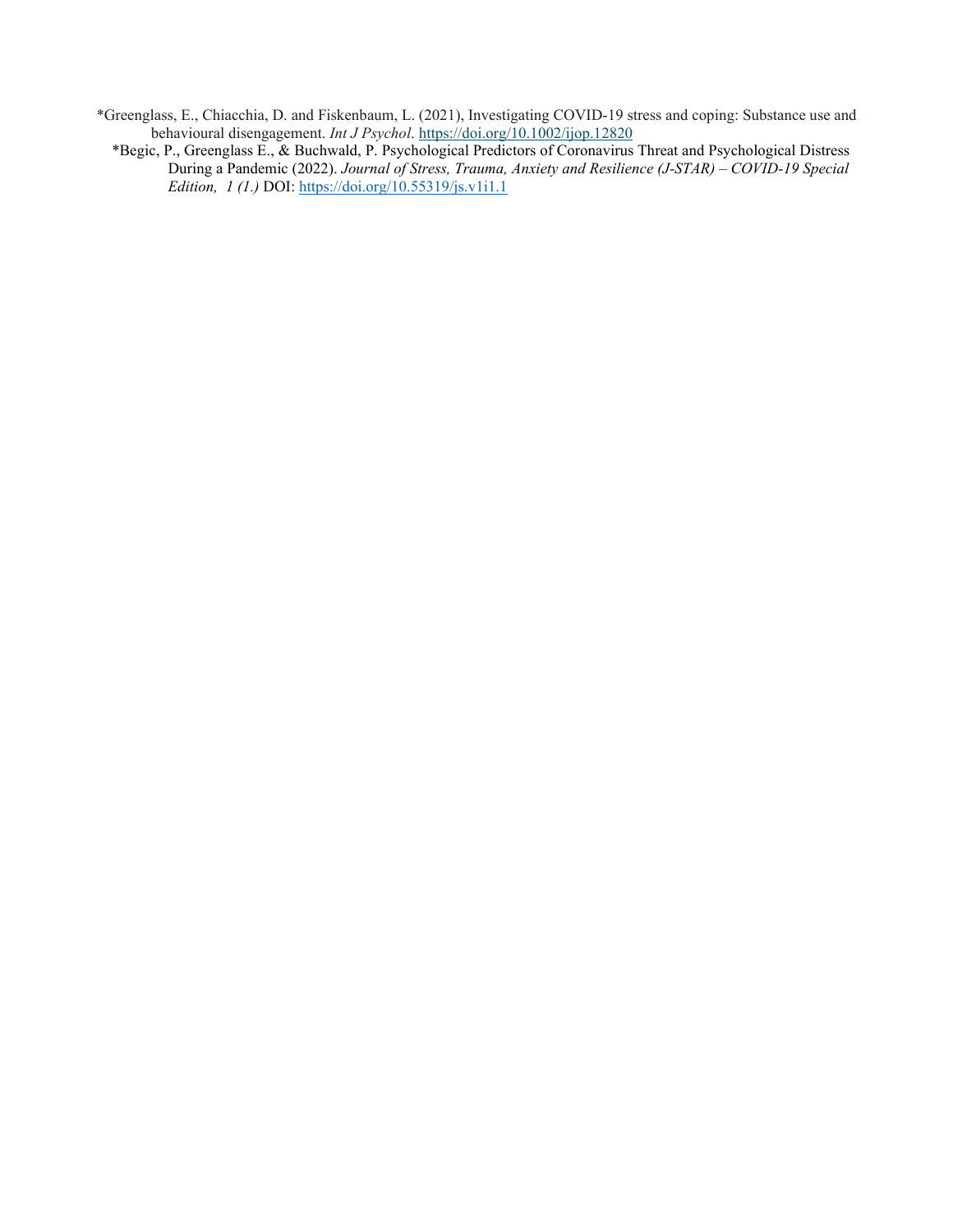*Greenglass, E., Chiacchia, D. and Fiskenbaum, L. (2021), Investigating COVID-19 stress and coping: Substance use and behavioural disengagement. *Int J Psychol*. https://doi.org/10.1002/ijop.12820

*Begic, P., Greenglass E., & Buchwald, P. Psychological Predictors of Coronavirus Threat and Psychological Distress During a Pandemic (2022). *Journal of Stress, Trauma, Anxiety and Resilience (J-STAR) – COVID-19 Special Edition, 1 (1.)* DOI: https://doi.org/10.55319/js.v1i1.1